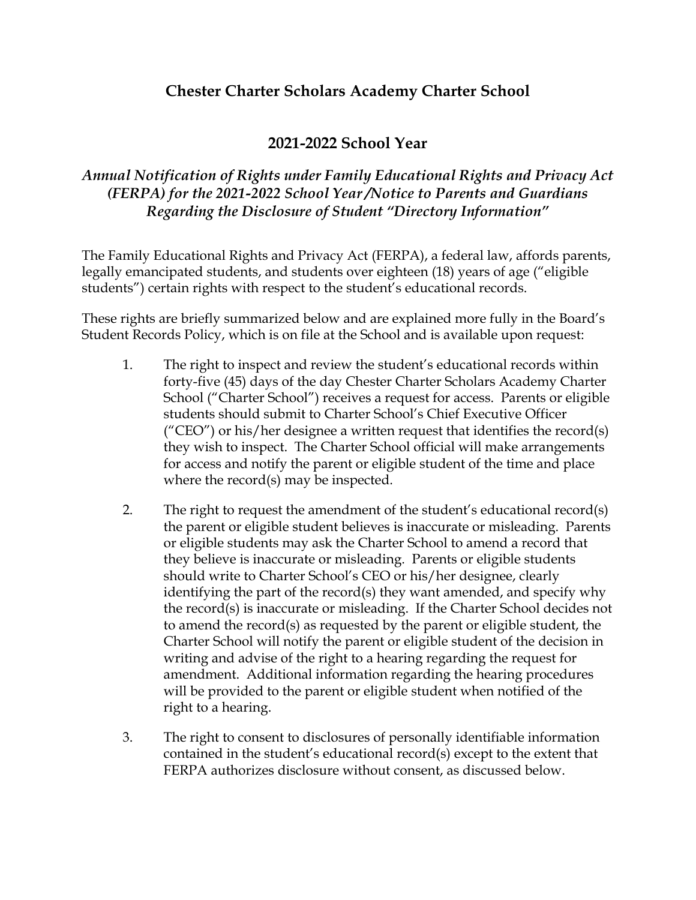# Chester Charter Scholars Academy Charter School

## 2021-2022 School Year

### *Annual Notification of Rights under Family Educational Rights and Privacy Act (FERPA) for the 2021-2022 School Year/Notice to Parents and Guardians Regarding the Disclosure of Student "Directory Information"*

The Family Educational Rights and Privacy Act (FERPA), a federal law, affords parents, legally emancipated students, and students over eighteen (18) years of age ("eligible students") certain rights with respect to the student's educational records.

These rights are briefly summarized below and are explained more fully in the Board's Student Records Policy, which is on file at the School and is available upon request:

1. The right to inspect and review the student's educational records within forty-five (45) days of the day Chester Charter Scholars Academy Charter School ("Charter School") receives a request for access. Parents or eligible students should submit to Charter School's Chief Executive Officer ("CEO") or his/her designee a written request that identifies the record(s) they wish to inspect. The Charter School official will make arrangements for access and notify the parent or eligible student of the time and place where the record(s) may be inspected.

2. The right to request the amendment of the student's educational record(s) the parent or eligible student believes is inaccurate or misleading. Parents or eligible students may ask the Charter School to amend a record that they believe is inaccurate or misleading. Parents or eligible students should write to Charter School's CEO or his/her designee, clearly identifying the part of the record(s) they want amended, and specify why the record(s) is inaccurate or misleading. If the Charter School decides not to amend the record(s) as requested by the parent or eligible student, the Charter School will notify the parent or eligible student of the decision in writing and advise of the right to a hearing regarding the request for amendment. Additional information regarding the hearing procedures will be provided to the parent or eligible student when notified of the right to a hearing.

3. The right to consent to disclosures of personally identifiable information contained in the student's educational record(s) except to the extent that FERPA authorizes disclosure without consent, as discussed below.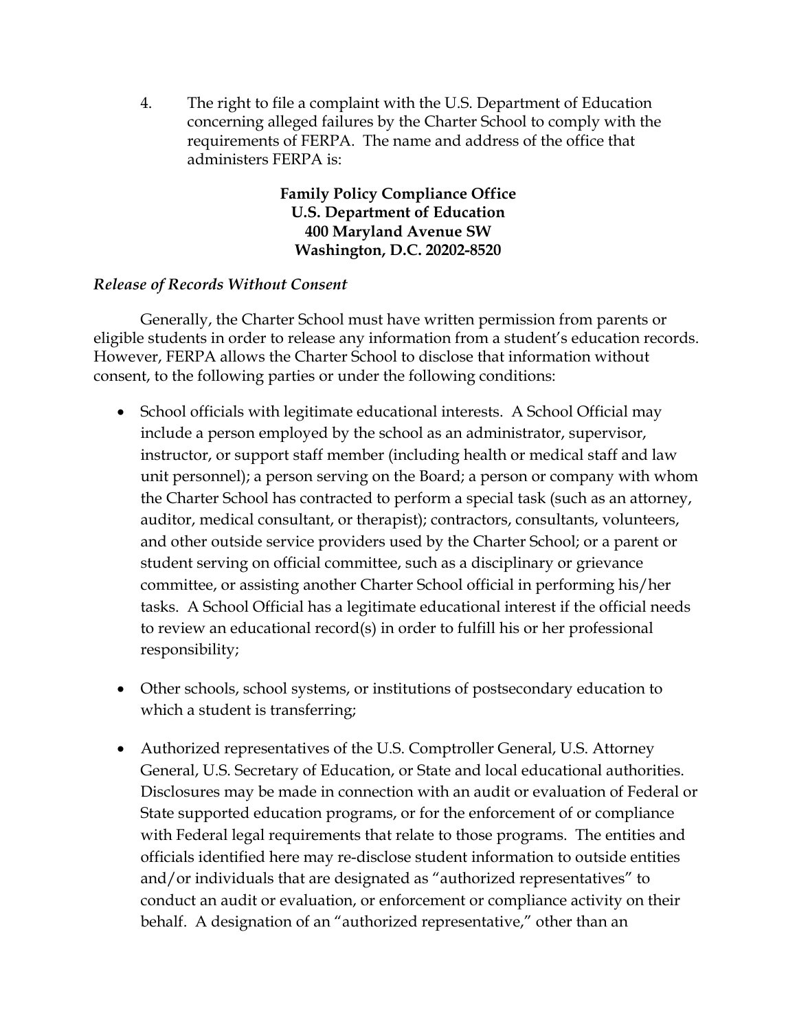4. The right to file a complaint with the U.S. Department of Education concerning alleged failures by the Charter School to comply with the requirements of FERPA. The name and address of the office that administers FERPA is:

**Family Policy Compliance Office**
**U.S. Department of Education**
**400 Maryland Avenue SW**
**Washington, D.C. 20202-8520**

*Release of Records Without Consent*

Generally, the Charter School must have written permission from parents or eligible students in order to release any information from a student's education records. However, FERPA allows the Charter School to disclose that information without consent, to the following parties or under the following conditions:

- School officials with legitimate educational interests. A School Official may include a person employed by the school as an administrator, supervisor, instructor, or support staff member (including health or medical staff and law unit personnel); a person serving on the Board; a person or company with whom the Charter School has contracted to perform a special task (such as an attorney, auditor, medical consultant, or therapist); contractors, consultants, volunteers, and other outside service providers used by the Charter School; or a parent or student serving on official committee, such as a disciplinary or grievance committee, or assisting another Charter School official in performing his/her tasks. A School Official has a legitimate educational interest if the official needs to review an educational record(s) in order to fulfill his or her professional responsibility;

- Other schools, school systems, or institutions of postsecondary education to which a student is transferring;

- Authorized representatives of the U.S. Comptroller General, U.S. Attorney General, U.S. Secretary of Education, or State and local educational authorities. Disclosures may be made in connection with an audit or evaluation of Federal or State supported education programs, or for the enforcement of or compliance with Federal legal requirements that relate to those programs. The entities and officials identified here may re-disclose student information to outside entities and/or individuals that are designated as "authorized representatives" to conduct an audit or evaluation, or enforcement or compliance activity on their behalf. A designation of an "authorized representative," other than an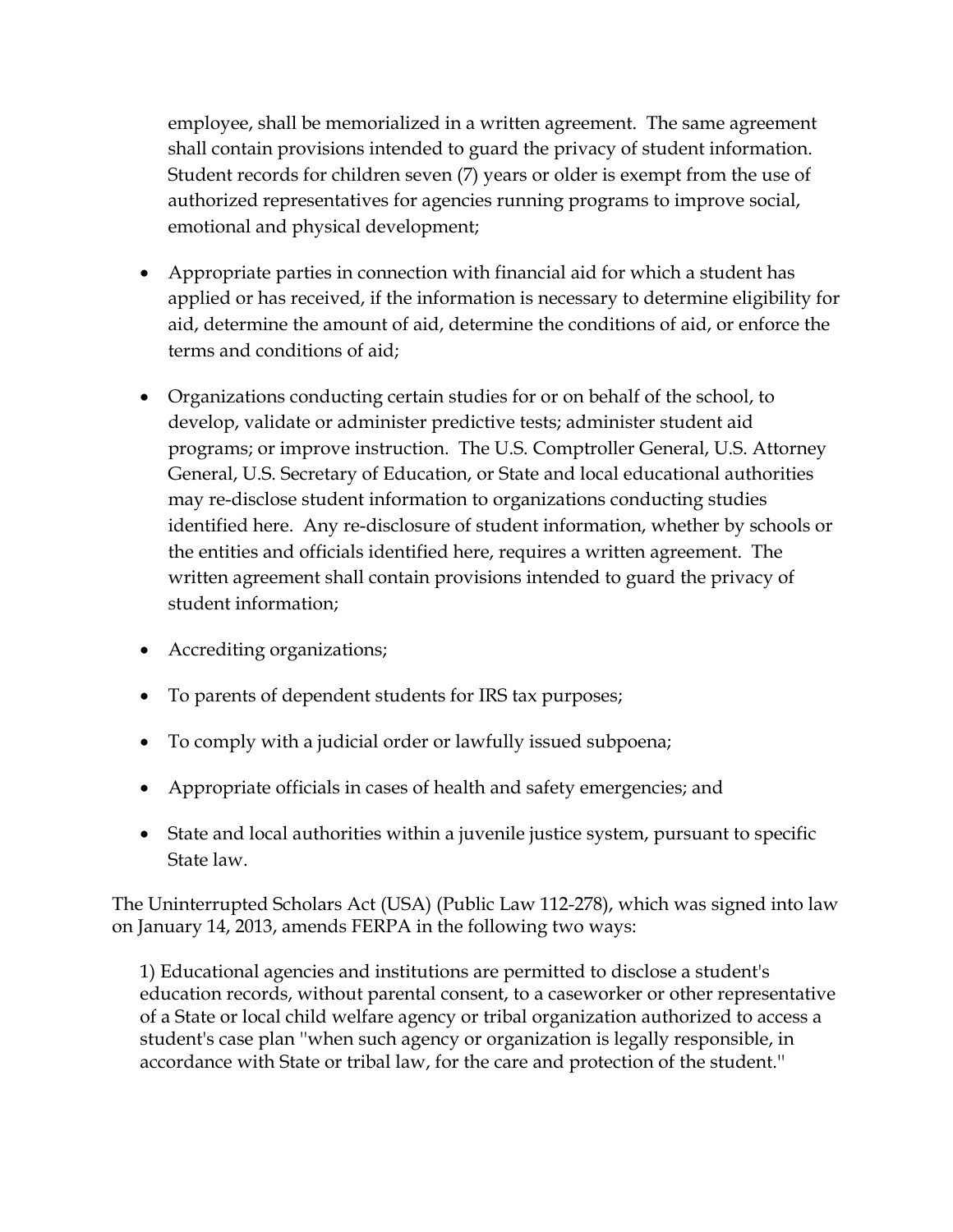employee, shall be memorialized in a written agreement. The same agreement shall contain provisions intended to guard the privacy of student information. Student records for children seven (7) years or older is exempt from the use of authorized representatives for agencies running programs to improve social, emotional and physical development;

- Appropriate parties in connection with financial aid for which a student has applied or has received, if the information is necessary to determine eligibility for aid, determine the amount of aid, determine the conditions of aid, or enforce the terms and conditions of aid;
- Organizations conducting certain studies for or on behalf of the school, to develop, validate or administer predictive tests; administer student aid programs; or improve instruction. The U.S. Comptroller General, U.S. Attorney General, U.S. Secretary of Education, or State and local educational authorities may re-disclose student information to organizations conducting studies identified here. Any re-disclosure of student information, whether by schools or the entities and officials identified here, requires a written agreement. The written agreement shall contain provisions intended to guard the privacy of student information;
- Accrediting organizations;
- To parents of dependent students for IRS tax purposes;
- To comply with a judicial order or lawfully issued subpoena;
- Appropriate officials in cases of health and safety emergencies; and
- State and local authorities within a juvenile justice system, pursuant to specific State law.

The Uninterrupted Scholars Act (USA) (Public Law 112-278), which was signed into law on January 14, 2013, amends FERPA in the following two ways:

1) Educational agencies and institutions are permitted to disclose a student's education records, without parental consent, to a caseworker or other representative of a State or local child welfare agency or tribal organization authorized to access a student's case plan "when such agency or organization is legally responsible, in accordance with State or tribal law, for the care and protection of the student."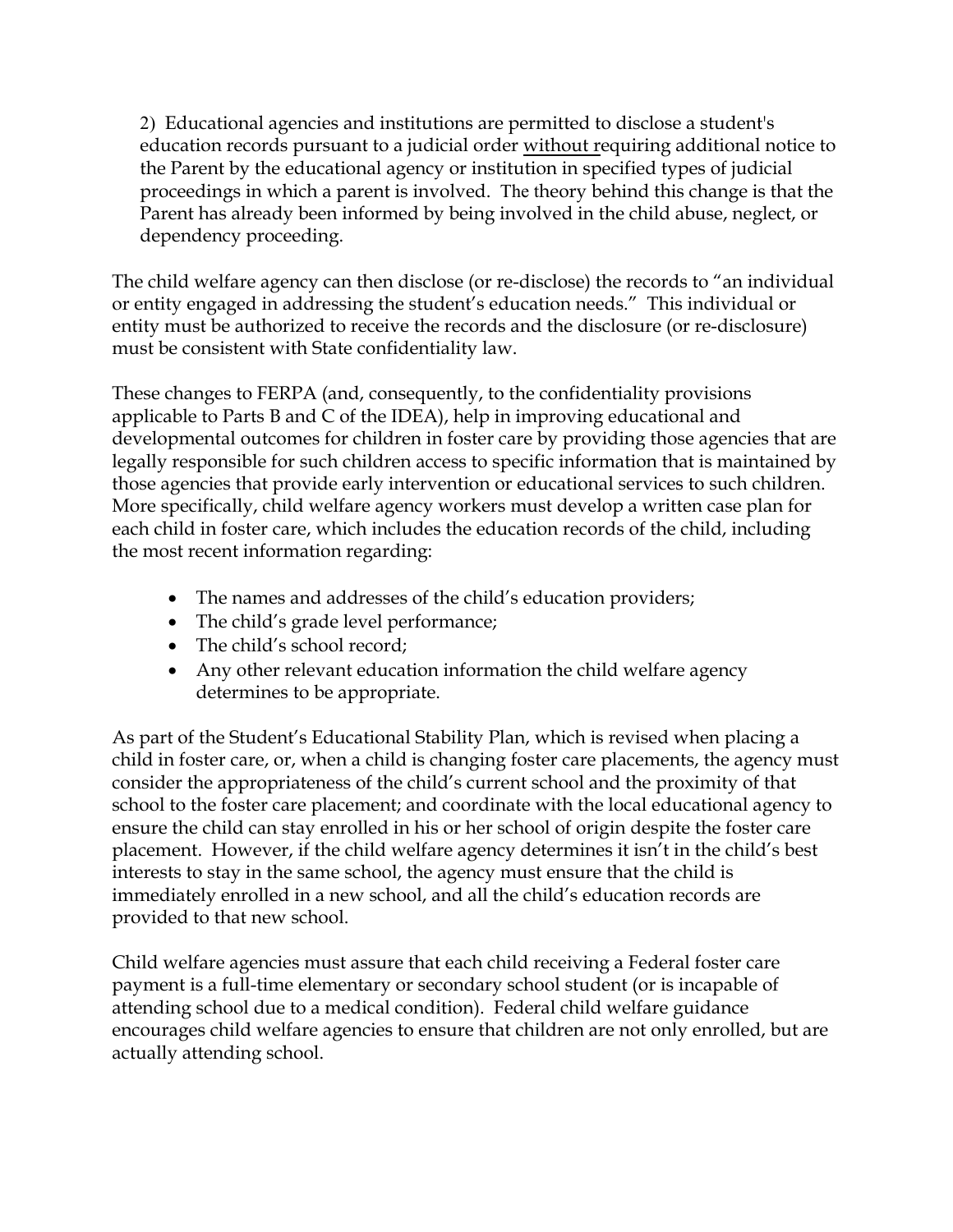2) Educational agencies and institutions are permitted to disclose a student's education records pursuant to a judicial order without requiring additional notice to the Parent by the educational agency or institution in specified types of judicial proceedings in which a parent is involved. The theory behind this change is that the Parent has already been informed by being involved in the child abuse, neglect, or dependency proceeding.

The child welfare agency can then disclose (or re-disclose) the records to "an individual or entity engaged in addressing the student's education needs." This individual or entity must be authorized to receive the records and the disclosure (or re-disclosure) must be consistent with State confidentiality law.

These changes to FERPA (and, consequently, to the confidentiality provisions applicable to Parts B and C of the IDEA), help in improving educational and developmental outcomes for children in foster care by providing those agencies that are legally responsible for such children access to specific information that is maintained by those agencies that provide early intervention or educational services to such children. More specifically, child welfare agency workers must develop a written case plan for each child in foster care, which includes the education records of the child, including the most recent information regarding:

- The names and addresses of the child's education providers;
- The child's grade level performance;
- The child's school record;
- Any other relevant education information the child welfare agency determines to be appropriate.

As part of the Student's Educational Stability Plan, which is revised when placing a child in foster care, or, when a child is changing foster care placements, the agency must consider the appropriateness of the child's current school and the proximity of that school to the foster care placement; and coordinate with the local educational agency to ensure the child can stay enrolled in his or her school of origin despite the foster care placement. However, if the child welfare agency determines it isn't in the child's best interests to stay in the same school, the agency must ensure that the child is immediately enrolled in a new school, and all the child's education records are provided to that new school.

Child welfare agencies must assure that each child receiving a Federal foster care payment is a full-time elementary or secondary school student (or is incapable of attending school due to a medical condition). Federal child welfare guidance encourages child welfare agencies to ensure that children are not only enrolled, but are actually attending school.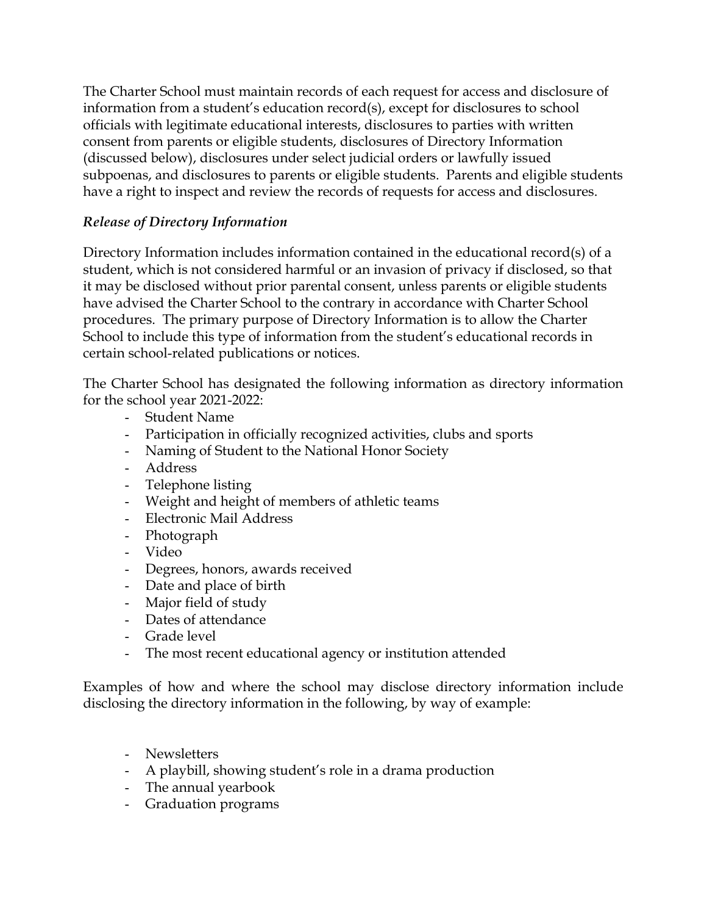The Charter School must maintain records of each request for access and disclosure of information from a student's education record(s), except for disclosures to school officials with legitimate educational interests, disclosures to parties with written consent from parents or eligible students, disclosures of Directory Information (discussed below), disclosures under select judicial orders or lawfully issued subpoenas, and disclosures to parents or eligible students. Parents and eligible students have a right to inspect and review the records of requests for access and disclosures.

*Release of Directory Information*

Directory Information includes information contained in the educational record(s) of a student, which is not considered harmful or an invasion of privacy if disclosed, so that it may be disclosed without prior parental consent, unless parents or eligible students have advised the Charter School to the contrary in accordance with Charter School procedures. The primary purpose of Directory Information is to allow the Charter School to include this type of information from the student's educational records in certain school-related publications or notices.

The Charter School has designated the following information as directory information for the school year 2021-2022:

- Student Name
- Participation in officially recognized activities, clubs and sports
- Naming of Student to the National Honor Society
- Address
- Telephone listing
- Weight and height of members of athletic teams
- Electronic Mail Address
- Photograph
- Video
- Degrees, honors, awards received
- Date and place of birth
- Major field of study
- Dates of attendance
- Grade level
- The most recent educational agency or institution attended

Examples of how and where the school may disclose directory information include disclosing the directory information in the following, by way of example:

- Newsletters
- A playbill, showing student's role in a drama production
- The annual yearbook
- Graduation programs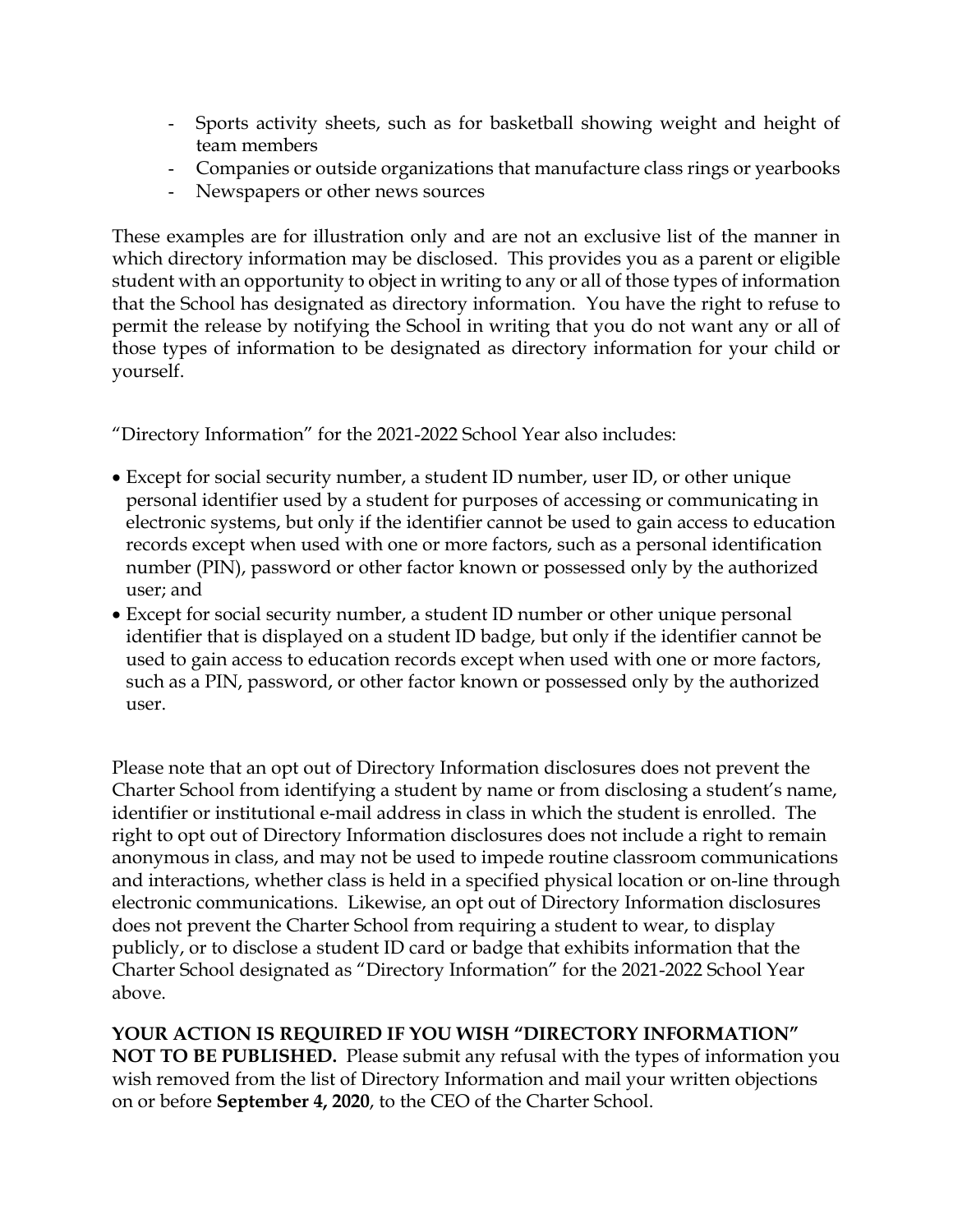- Sports activity sheets, such as for basketball showing weight and height of team members
- Companies or outside organizations that manufacture class rings or yearbooks
- Newspapers or other news sources

These examples are for illustration only and are not an exclusive list of the manner in which directory information may be disclosed. This provides you as a parent or eligible student with an opportunity to object in writing to any or all of those types of information that the School has designated as directory information. You have the right to refuse to permit the release by notifying the School in writing that you do not want any or all of those types of information to be designated as directory information for your child or yourself.

"Directory Information" for the 2021-2022 School Year also includes:

- Except for social security number, a student ID number, user ID, or other unique personal identifier used by a student for purposes of accessing or communicating in electronic systems, but only if the identifier cannot be used to gain access to education records except when used with one or more factors, such as a personal identification number (PIN), password or other factor known or possessed only by the authorized user; and
- Except for social security number, a student ID number or other unique personal identifier that is displayed on a student ID badge, but only if the identifier cannot be used to gain access to education records except when used with one or more factors, such as a PIN, password, or other factor known or possessed only by the authorized user.

Please note that an opt out of Directory Information disclosures does not prevent the Charter School from identifying a student by name or from disclosing a student's name, identifier or institutional e-mail address in class in which the student is enrolled. The right to opt out of Directory Information disclosures does not include a right to remain anonymous in class, and may not be used to impede routine classroom communications and interactions, whether class is held in a specified physical location or on-line through electronic communications. Likewise, an opt out of Directory Information disclosures does not prevent the Charter School from requiring a student to wear, to display publicly, or to disclose a student ID card or badge that exhibits information that the Charter School designated as "Directory Information" for the 2021-2022 School Year above.

**YOUR ACTION IS REQUIRED IF YOU WISH "DIRECTORY INFORMATION" NOT TO BE PUBLISHED.** Please submit any refusal with the types of information you wish removed from the list of Directory Information and mail your written objections on or before **September 4, 2020**, to the CEO of the Charter School.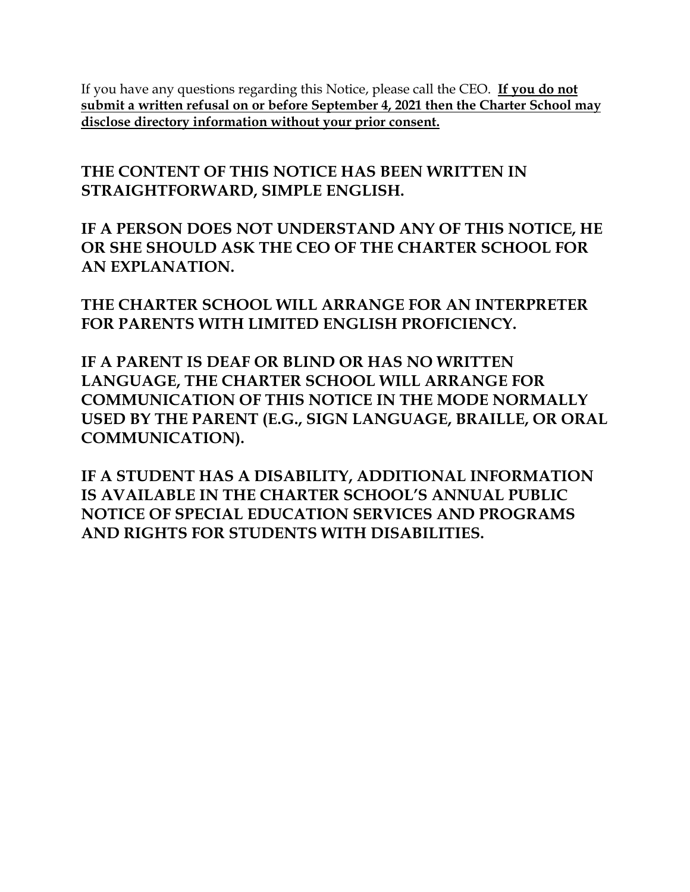If you have any questions regarding this Notice, please call the CEO. **If you do not submit a written refusal on or before September 4, 2021 then the Charter School may disclose directory information without your prior consent.**

**THE CONTENT OF THIS NOTICE HAS BEEN WRITTEN IN STRAIGHTFORWARD, SIMPLE ENGLISH.**

**IF A PERSON DOES NOT UNDERSTAND ANY OF THIS NOTICE, HE OR SHE SHOULD ASK THE CEO OF THE CHARTER SCHOOL FOR AN EXPLANATION.**

**THE CHARTER SCHOOL WILL ARRANGE FOR AN INTERPRETER FOR PARENTS WITH LIMITED ENGLISH PROFICIENCY.**

**IF A PARENT IS DEAF OR BLIND OR HAS NO WRITTEN LANGUAGE, THE CHARTER SCHOOL WILL ARRANGE FOR COMMUNICATION OF THIS NOTICE IN THE MODE NORMALLY USED BY THE PARENT (E.G., SIGN LANGUAGE, BRAILLE, OR ORAL COMMUNICATION).**

**IF A STUDENT HAS A DISABILITY, ADDITIONAL INFORMATION IS AVAILABLE IN THE CHARTER SCHOOL'S ANNUAL PUBLIC NOTICE OF SPECIAL EDUCATION SERVICES AND PROGRAMS AND RIGHTS FOR STUDENTS WITH DISABILITIES.**